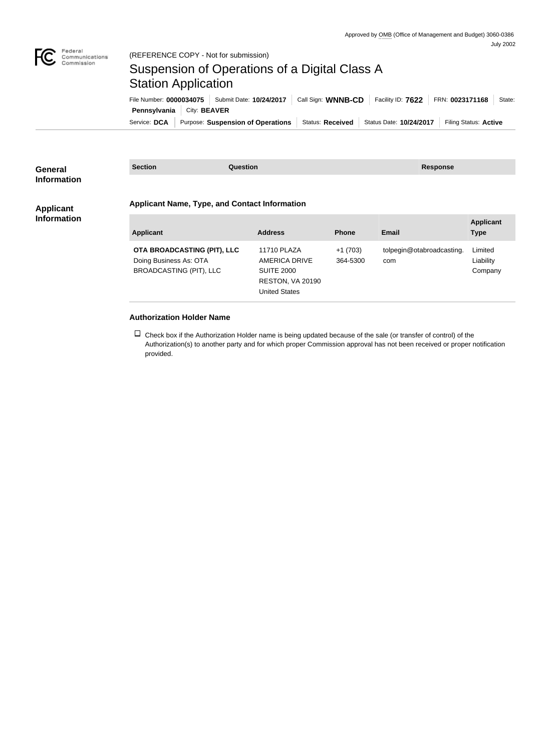Approved by OMB (Office of Management and Budget) 3060-0386
July 2002

Federal Communications Commission

(REFERENCE COPY - Not for submission)

# Suspension of Operations of a Digital Class A Station Application

File Number: **0000034075** | Submit Date: **10/24/2017** | Call Sign: **WNNB-CD** | Facility ID: **7622** | FRN: **0023171168** | State: **Pennsylvania** | City: **BEAVER**

Service: **DCA** | Purpose: **Suspension of Operations** | Status: **Received** | Status Date: **10/24/2017** | Filing Status: **Active**

## General Information

| Section | Question | Response |
| --- | --- | --- |

## Applicant Information

### Applicant Name, Type, and Contact Information

| Applicant | Address | Phone | Email | Applicant Type |
| --- | --- | --- | --- | --- |
| **OTA BROADCASTING (PIT), LLC** Doing Business As: OTA BROADCASTING (PIT), LLC | 11710 PLAZA AMERICA DRIVE SUITE 2000 RESTON, VA 20190 United States | +1 (703) 364-5300 | tolpegin@otabroadcasting.com | Limited Liability Company |

### Authorization Holder Name

☐ Check box if the Authorization Holder name is being updated because of the sale (or transfer of control) of the Authorization(s) to another party and for which proper Commission approval has not been received or proper notification provided.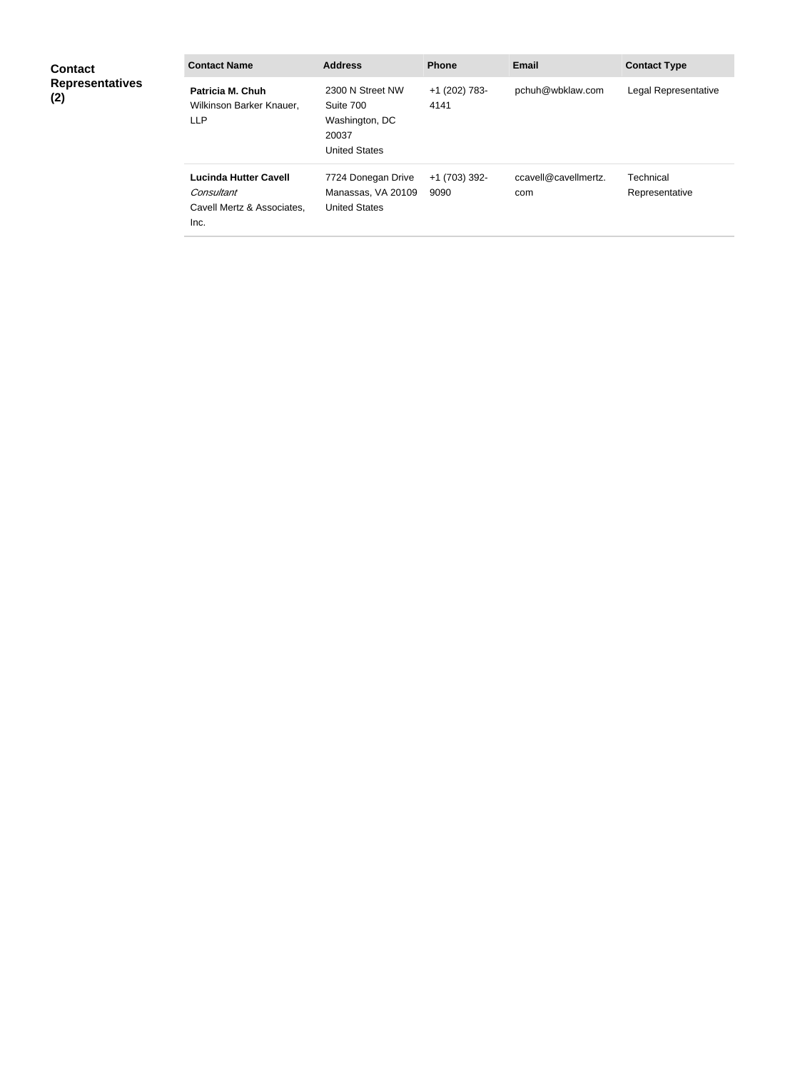**Contact Representatives (2)**

| Contact Name | Address | Phone | Email | Contact Type |
| --- | --- | --- | --- | --- |
| **Patricia M. Chuh** Wilkinson Barker Knauer, LLP | 2300 N Street NW Suite 700 Washington, DC 20037 United States | +1 (202) 783-4141 | pchuh@wbklaw.com | Legal Representative |
| **Lucinda Hutter Cavell** *Consultant* Cavell Mertz & Associates, Inc. | 7724 Donegan Drive Manassas, VA 20109 United States | +1 (703) 392-9090 | ccavell@cavellmertz.com | Technical Representative |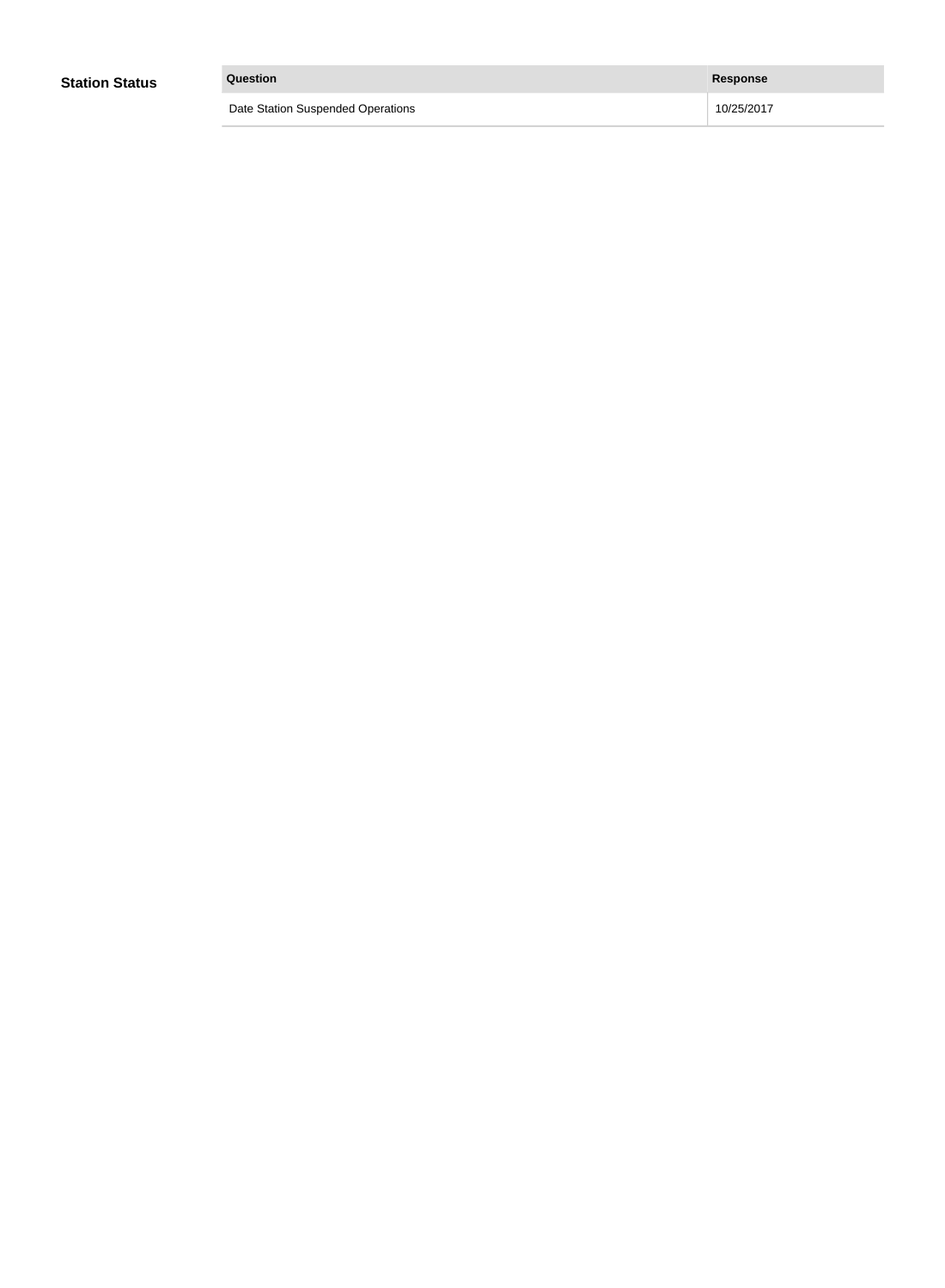## Station Status

| Question | Response |
| --- | --- |
| Date Station Suspended Operations | 10/25/2017 |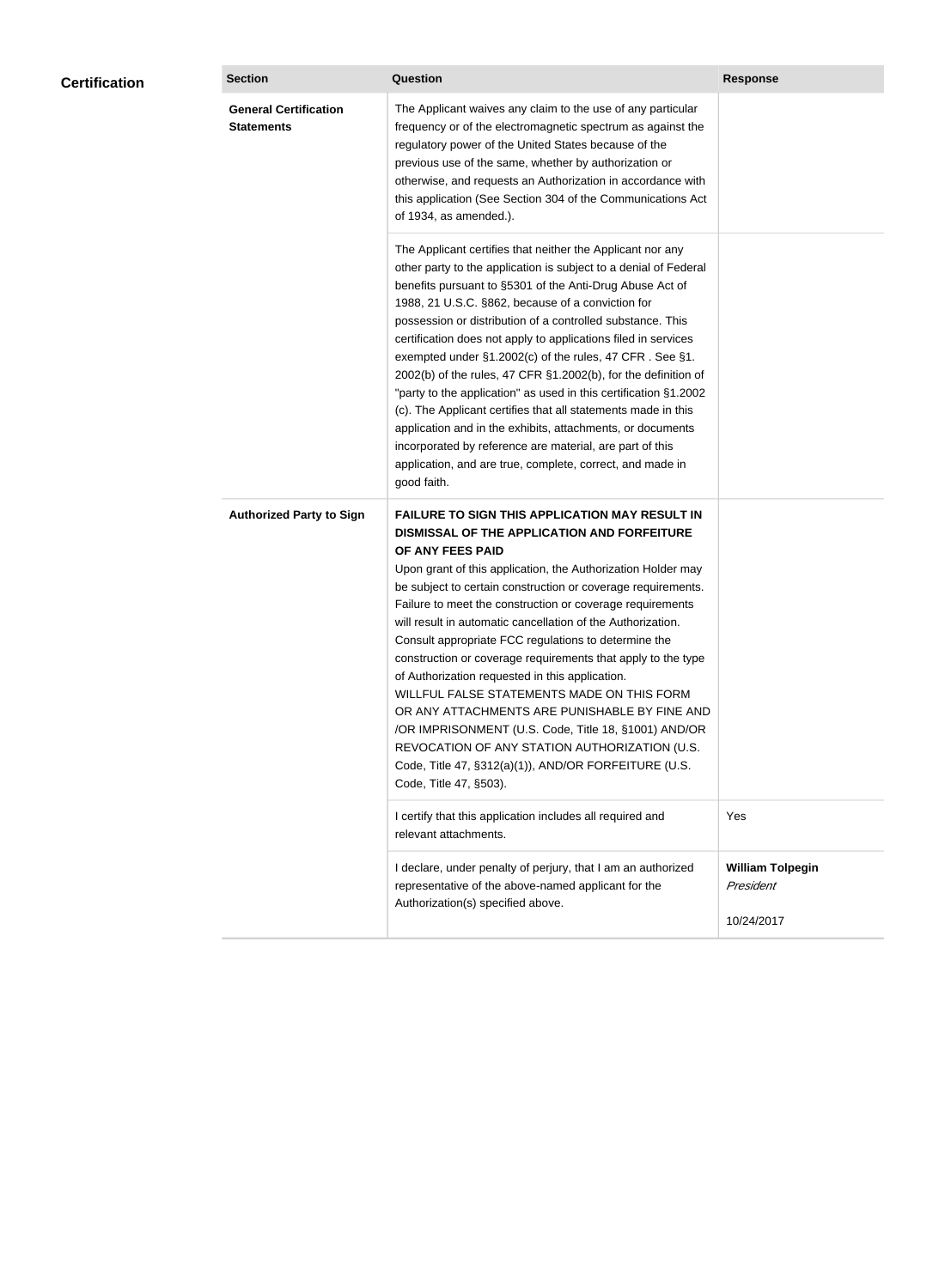## Certification

| Section | Question | Response |
| --- | --- | --- |
| **General Certification Statements** | The Applicant waives any claim to the use of any particular frequency or of the electromagnetic spectrum as against the regulatory power of the United States because of the previous use of the same, whether by authorization or otherwise, and requests an Authorization in accordance with this application (See Section 304 of the Communications Act of 1934, as amended.). | |
| | The Applicant certifies that neither the Applicant nor any other party to the application is subject to a denial of Federal benefits pursuant to §5301 of the Anti-Drug Abuse Act of 1988, 21 U.S.C. §862, because of a conviction for possession or distribution of a controlled substance. This certification does not apply to applications filed in services exempted under §1.2002(c) of the rules, 47 CFR . See §1.2002(b) of the rules, 47 CFR §1.2002(b), for the definition of "party to the application" as used in this certification §1.2002(c). The Applicant certifies that all statements made in this application and in the exhibits, attachments, or documents incorporated by reference are material, are part of this application, and are true, complete, correct, and made in good faith. | |
| **Authorized Party to Sign** | **FAILURE TO SIGN THIS APPLICATION MAY RESULT IN DISMISSAL OF THE APPLICATION AND FORFEITURE OF ANY FEES PAID** Upon grant of this application, the Authorization Holder may be subject to certain construction or coverage requirements. Failure to meet the construction or coverage requirements will result in automatic cancellation of the Authorization. Consult appropriate FCC regulations to determine the construction or coverage requirements that apply to the type of Authorization requested in this application. WILLFUL FALSE STATEMENTS MADE ON THIS FORM OR ANY ATTACHMENTS ARE PUNISHABLE BY FINE AND /OR IMPRISONMENT (U.S. Code, Title 18, §1001) AND/OR REVOCATION OF ANY STATION AUTHORIZATION (U.S. Code, Title 47, §312(a)(1)), AND/OR FORFEITURE (U.S. Code, Title 47, §503). | |
| | I certify that this application includes all required and relevant attachments. | Yes |
| | I declare, under penalty of perjury, that I am an authorized representative of the above-named applicant for the Authorization(s) specified above. | **William Tolpegin** *President* 10/24/2017 |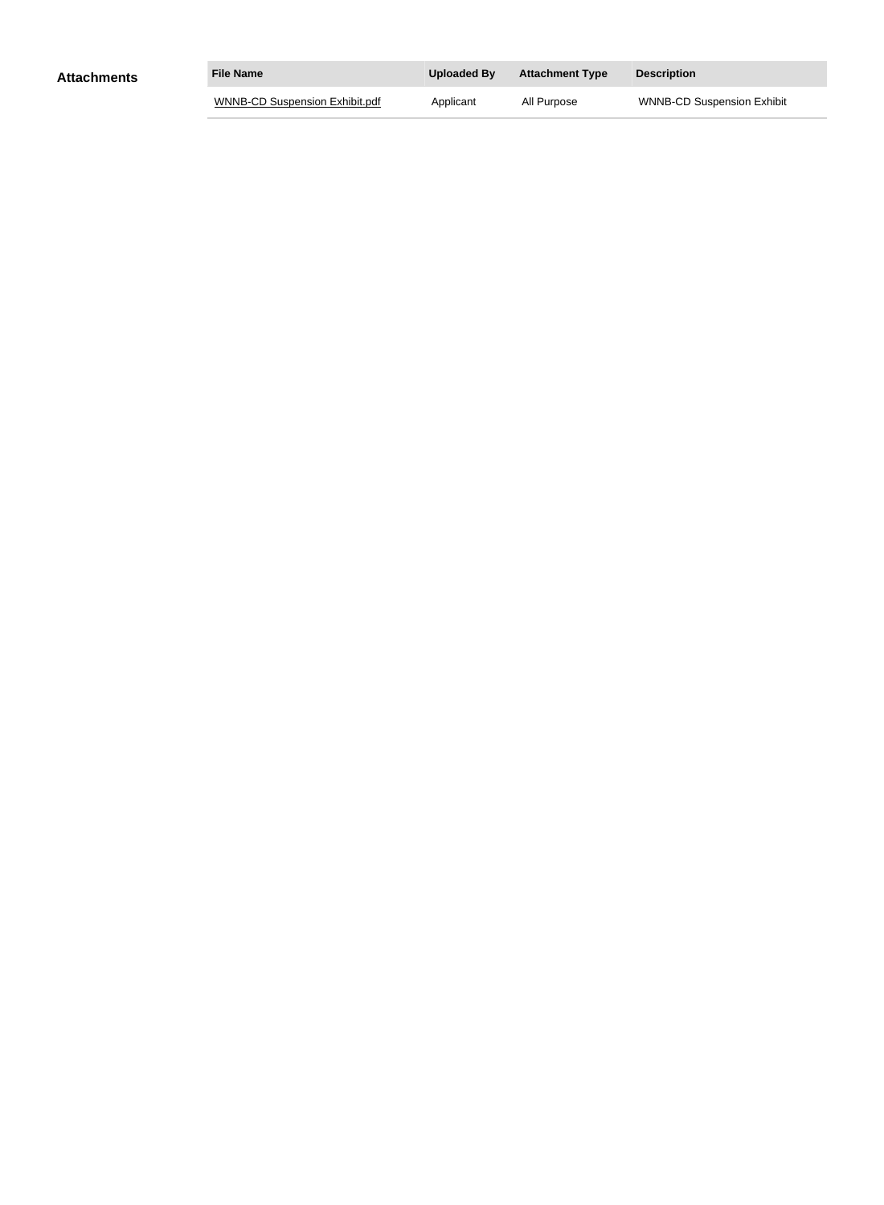**Attachments**

| File Name | Uploaded By | Attachment Type | Description |
|---|---|---|---|
| WNNB-CD Suspension Exhibit.pdf | Applicant | All Purpose | WNNB-CD Suspension Exhibit |